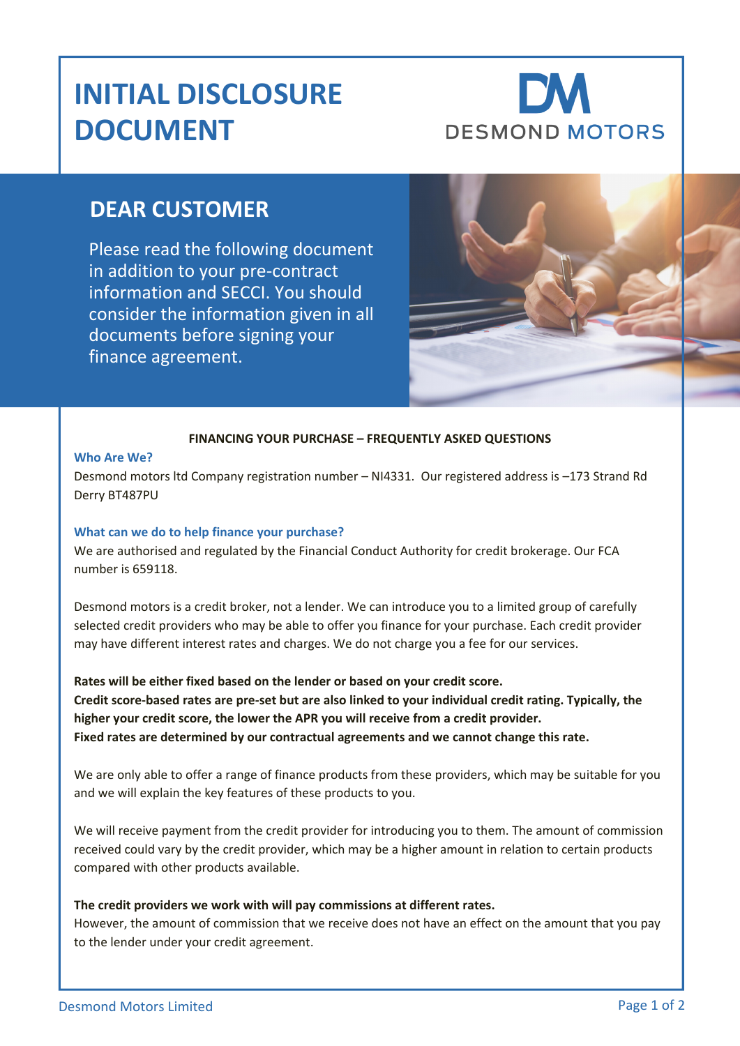# INITIAL DISCLOSURE DOCUMENT

DESMOND MOTORS

## DEAR CUSTOMER

Please read the following document in addition to your pre-contract information and SECCI. You should consider the information given in all documents before signing your finance agreement.

**FINANCING YOUR PURCHASE – FREQUENTLY ASKED QUESTIONS**

### Who Are We?

Desmond motors ltd Company registration number – NI4331. Our registered address is –173 Strand Rd Derry BT487PU

### What can we do to help finance your purchase?

We are authorised and regulated by the Financial Conduct Authority for credit brokerage. Our FCA number is 659118.

Desmond motors is a credit broker, not a lender. We can introduce you to a limited group of carefully selected credit providers who may be able to offer you finance for your purchase. Each credit provider may have different interest rates and charges. We do not charge you a fee for our services.

**Rates will be either fixed based on the lender or based on your credit score.**
**Credit score-based rates are pre-set but are also linked to your individual credit rating. Typically, the higher your credit score, the lower the APR you will receive from a credit provider.**
**Fixed rates are determined by our contractual agreements and we cannot change this rate.**

We are only able to offer a range of finance products from these providers, which may be suitable for you and we will explain the key features of these products to you.

We will receive payment from the credit provider for introducing you to them. The amount of commission received could vary by the credit provider, which may be a higher amount in relation to certain products compared with other products available.

**The credit providers we work with will pay commissions at different rates.**
However, the amount of commission that we receive does not have an effect on the amount that you pay to the lender under your credit agreement.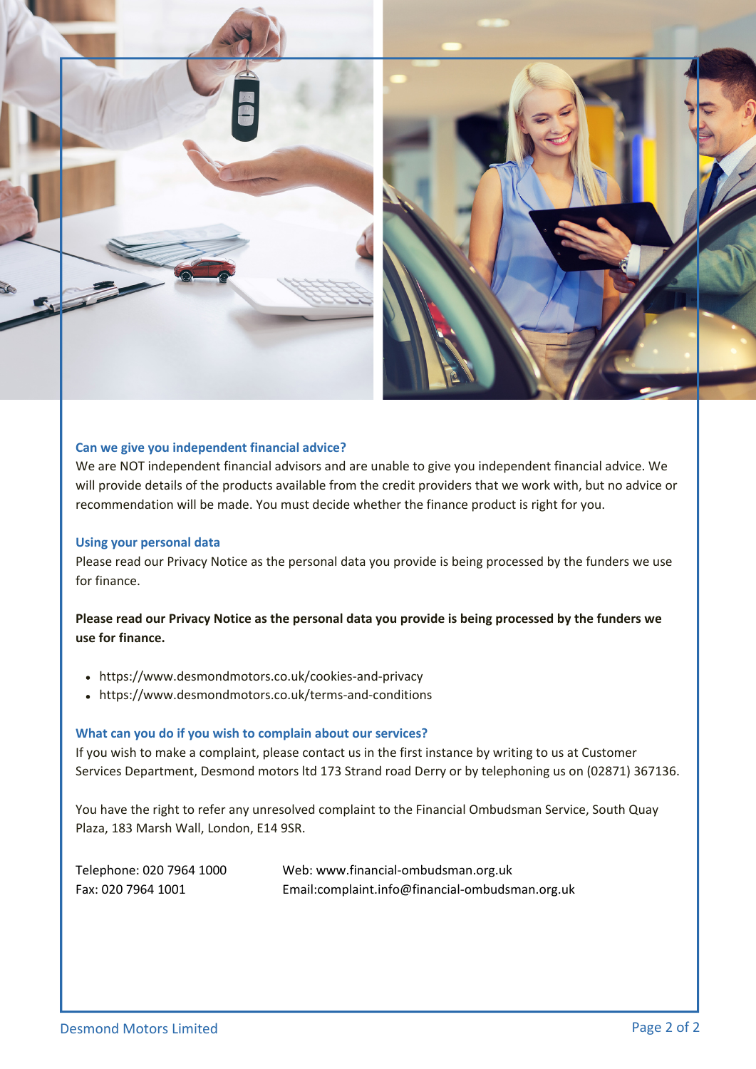### Can we give you independent financial advice?

We are NOT independent financial advisors and are unable to give you independent financial advice. We will provide details of the products available from the credit providers that we work with, but no advice or recommendation will be made. You must decide whether the finance product is right for you.

### Using your personal data

Please read our Privacy Notice as the personal data you provide is being processed by the funders we use for finance.

**Please read our Privacy Notice as the personal data you provide is being processed by the funders we use for finance.**

- https://www.desmondmotors.co.uk/cookies-and-privacy
- https://www.desmondmotors.co.uk/terms-and-conditions

### What can you do if you wish to complain about our services?

If you wish to make a complaint, please contact us in the first instance by writing to us at Customer Services Department, Desmond motors ltd 173 Strand road Derry or by telephoning us on (02871) 367136.

You have the right to refer any unresolved complaint to the Financial Ombudsman Service, South Quay Plaza, 183 Marsh Wall, London, E14 9SR.

Telephone: 020 7964 1000

Fax: 020 7964 1001

Web: www.financial-ombudsman.org.uk

Email:complaint.info@financial-ombudsman.org.uk